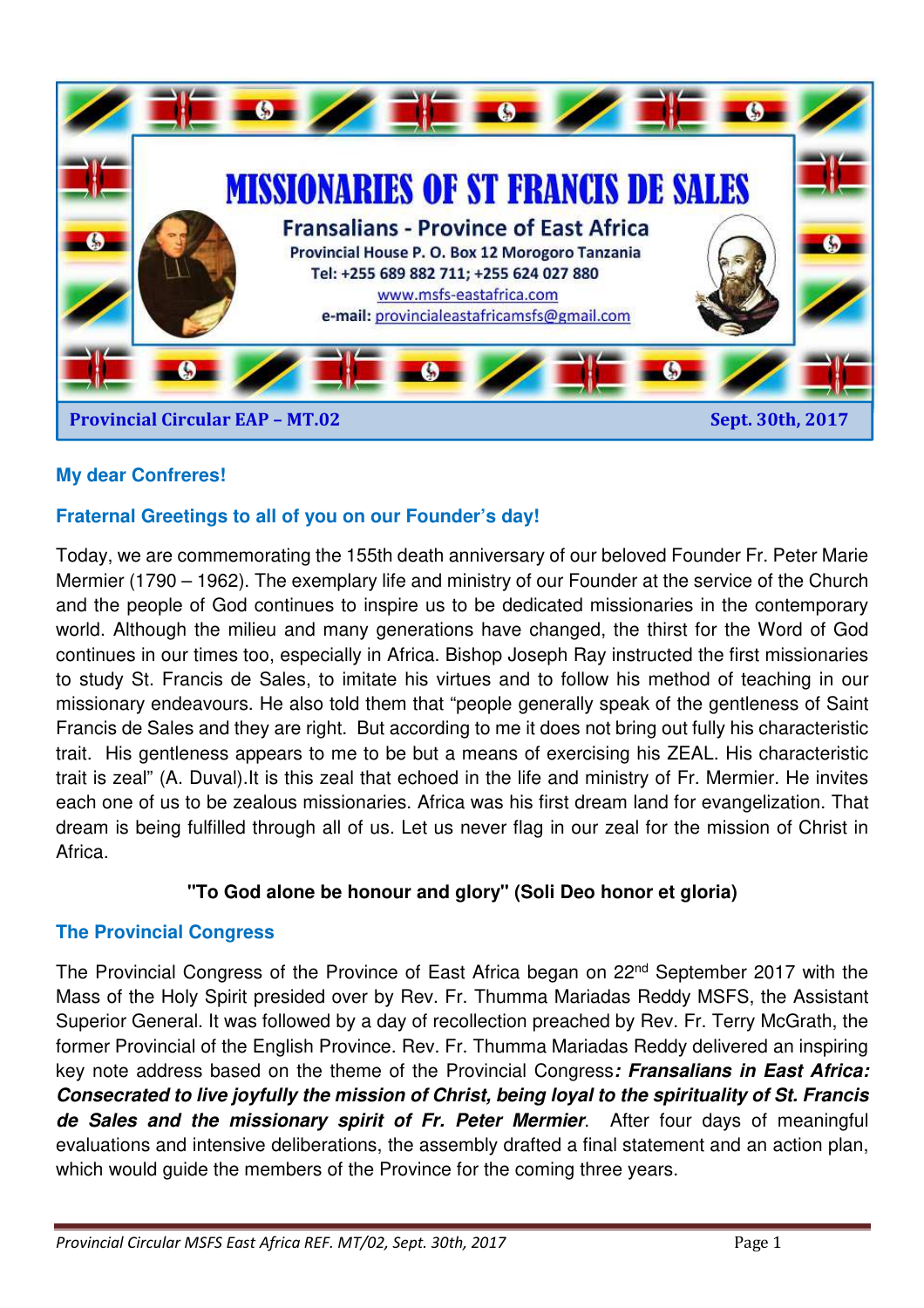# MISSIONARIES OF ST FRANCIS DE SALES

## Fransalians - Province of East Africa

**Provincial House P. O. Box 12 Morogoro Tanzania**
**Tel: +255 689 882 711; +255 624 027 880**
www.msfs-eastafrica.com
**e-mail:** provincialeastafricamsfs@gmail.com

**Provincial Circular EAP – MT.02** **Sept. 30th, 2017**

**My dear Confreres!**

**Fraternal Greetings to all of you on our Founder's day!**

Today, we are commemorating the 155th death anniversary of our beloved Founder Fr. Peter Marie Mermier (1790 – 1962). The exemplary life and ministry of our Founder at the service of the Church and the people of God continues to inspire us to be dedicated missionaries in the contemporary world. Although the milieu and many generations have changed, the thirst for the Word of God continues in our times too, especially in Africa. Bishop Joseph Ray instructed the first missionaries to study St. Francis de Sales, to imitate his virtues and to follow his method of teaching in our missionary endeavours. He also told them that "people generally speak of the gentleness of Saint Francis de Sales and they are right. But according to me it does not bring out fully his characteristic trait. His gentleness appears to me to be but a means of exercising his ZEAL. His characteristic trait is zeal" (A. Duval).It is this zeal that echoed in the life and ministry of Fr. Mermier. He invites each one of us to be zealous missionaries. Africa was his first dream land for evangelization. That dream is being fulfilled through all of us. Let us never flag in our zeal for the mission of Christ in Africa.

**"To God alone be honour and glory" (Soli Deo honor et gloria)**

### The Provincial Congress

The Provincial Congress of the Province of East Africa began on 22nd September 2017 with the Mass of the Holy Spirit presided over by Rev. Fr. Thumma Mariadas Reddy MSFS, the Assistant Superior General. It was followed by a day of recollection preached by Rev. Fr. Terry McGrath, the former Provincial of the English Province. Rev. Fr. Thumma Mariadas Reddy delivered an inspiring key note address based on the theme of the Provincial Congress***: Fransalians in East Africa: Consecrated to live joyfully the mission of Christ, being loyal to the spirituality of St. Francis de Sales and the missionary spirit of Fr. Peter Mermier***. After four days of meaningful evaluations and intensive deliberations, the assembly drafted a final statement and an action plan, which would guide the members of the Province for the coming three years.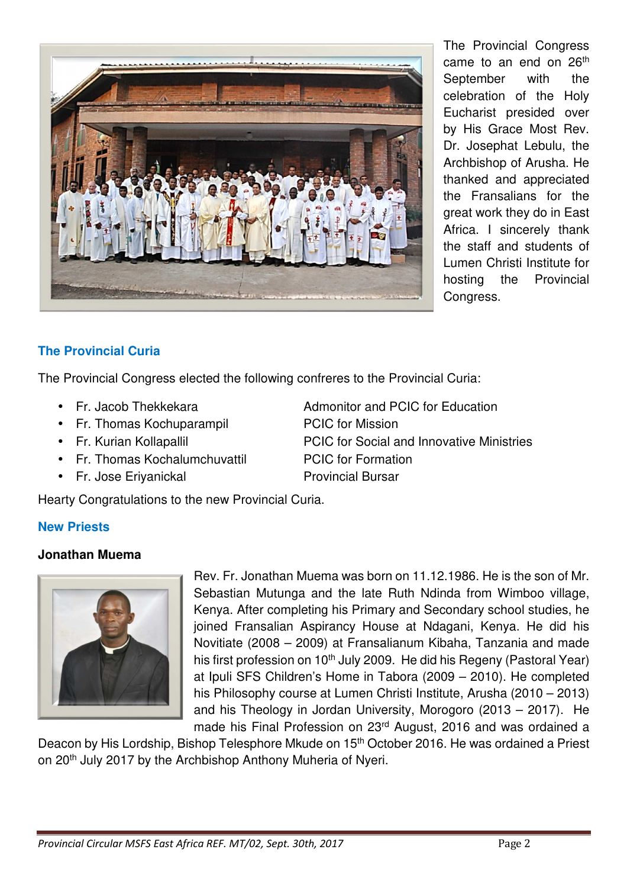The Provincial Congress came to an end on 26th September with the celebration of the Holy Eucharist presided over by His Grace Most Rev. Dr. Josephat Lebulu, the Archbishop of Arusha. He thanked and appreciated the Fransalians for the great work they do in East Africa. I sincerely thank the staff and students of Lumen Christi Institute for hosting the Provincial Congress.

## The Provincial Curia

The Provincial Congress elected the following confreres to the Provincial Curia:

- Fr. Jacob Thekkekara — Admonitor and PCIC for Education
- Fr. Thomas Kochuparampil — PCIC for Mission
- Fr. Kurian Kollapallil — PCIC for Social and Innovative Ministries
- Fr. Thomas Kochalumchuvattil — PCIC for Formation
- Fr. Jose Eriyanickal — Provincial Bursar

Hearty Congratulations to the new Provincial Curia.

## New Priests

**Jonathan Muema**

Rev. Fr. Jonathan Muema was born on 11.12.1986. He is the son of Mr. Sebastian Mutunga and the late Ruth Ndinda from Wimboo village, Kenya. After completing his Primary and Secondary school studies, he joined Fransalian Aspirancy House at Ndagani, Kenya. He did his Novitiate (2008 – 2009) at Fransalianum Kibaha, Tanzania and made his first profession on 10th July 2009. He did his Regeny (Pastoral Year) at Ipuli SFS Children's Home in Tabora (2009 – 2010). He completed his Philosophy course at Lumen Christi Institute, Arusha (2010 – 2013) and his Theology in Jordan University, Morogoro (2013 – 2017). He made his Final Profession on 23rd August, 2016 and was ordained a Deacon by His Lordship, Bishop Telesphore Mkude on 15th October 2016. He was ordained a Priest on 20th July 2017 by the Archbishop Anthony Muheria of Nyeri.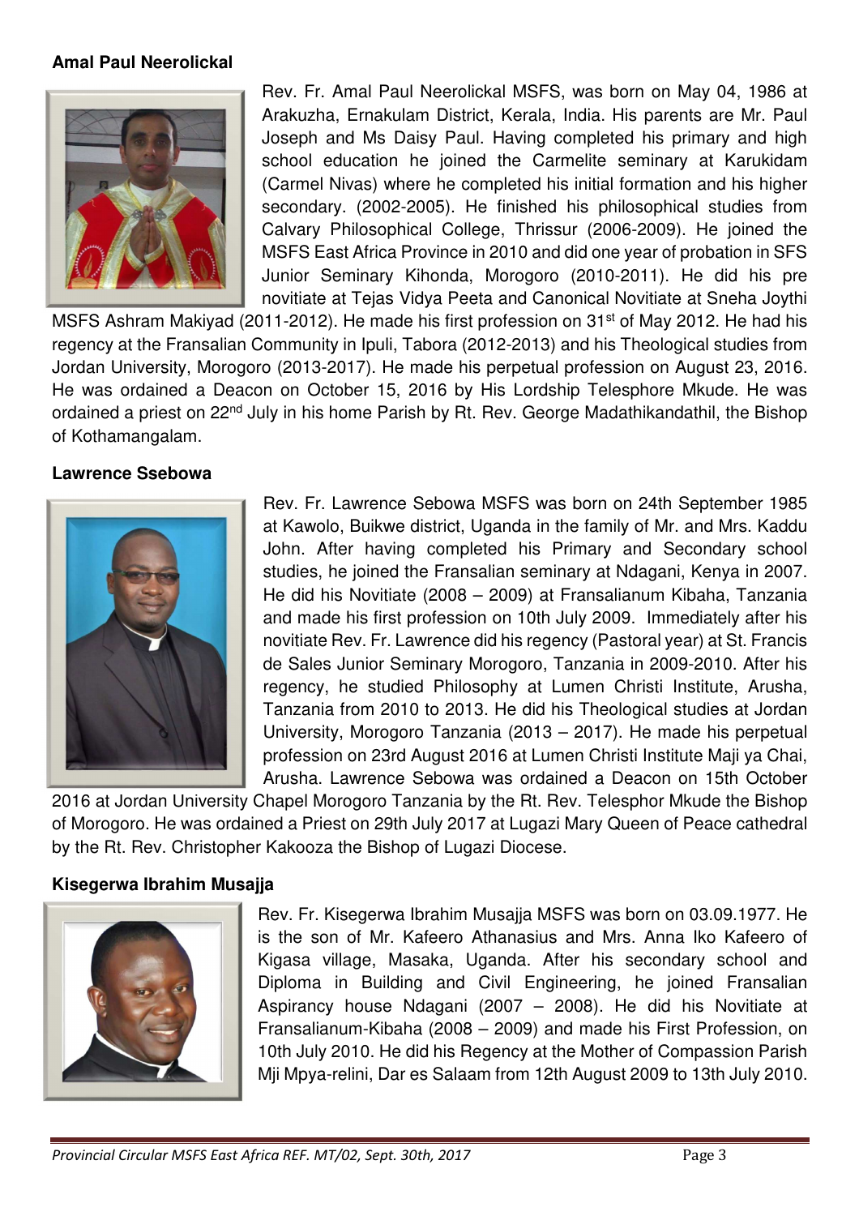**Amal Paul Neerolickal**

Rev. Fr. Amal Paul Neerolickal MSFS, was born on May 04, 1986 at Arakuzha, Ernakulam District, Kerala, India. His parents are Mr. Paul Joseph and Ms Daisy Paul. Having completed his primary and high school education he joined the Carmelite seminary at Karukidam (Carmel Nivas) where he completed his initial formation and his higher secondary. (2002-2005). He finished his philosophical studies from Calvary Philosophical College, Thrissur (2006-2009). He joined the MSFS East Africa Province in 2010 and did one year of probation in SFS Junior Seminary Kihonda, Morogoro (2010-2011). He did his pre novitiate at Tejas Vidya Peeta and Canonical Novitiate at Sneha Joythi MSFS Ashram Makiyad (2011-2012). He made his first profession on 31st of May 2012. He had his regency at the Fransalian Community in Ipuli, Tabora (2012-2013) and his Theological studies from Jordan University, Morogoro (2013-2017). He made his perpetual profession on August 23, 2016. He was ordained a Deacon on October 15, 2016 by His Lordship Telesphore Mkude. He was ordained a priest on 22nd July in his home Parish by Rt. Rev. George Madathikandathil, the Bishop of Kothamangalam.

**Lawrence Ssebowa**

Rev. Fr. Lawrence Sebowa MSFS was born on 24th September 1985 at Kawolo, Buikwe district, Uganda in the family of Mr. and Mrs. Kaddu John. After having completed his Primary and Secondary school studies, he joined the Fransalian seminary at Ndagani, Kenya in 2007. He did his Novitiate (2008 – 2009) at Fransalianum Kibaha, Tanzania and made his first profession on 10th July 2009. Immediately after his novitiate Rev. Fr. Lawrence did his regency (Pastoral year) at St. Francis de Sales Junior Seminary Morogoro, Tanzania in 2009-2010. After his regency, he studied Philosophy at Lumen Christi Institute, Arusha, Tanzania from 2010 to 2013. He did his Theological studies at Jordan University, Morogoro Tanzania (2013 – 2017). He made his perpetual profession on 23rd August 2016 at Lumen Christi Institute Maji ya Chai, Arusha. Lawrence Sebowa was ordained a Deacon on 15th October 2016 at Jordan University Chapel Morogoro Tanzania by the Rt. Rev. Telesphor Mkude the Bishop of Morogoro. He was ordained a Priest on 29th July 2017 at Lugazi Mary Queen of Peace cathedral by the Rt. Rev. Christopher Kakooza the Bishop of Lugazi Diocese.

**Kisegerwa Ibrahim Musajja**

Rev. Fr. Kisegerwa Ibrahim Musajja MSFS was born on 03.09.1977. He is the son of Mr. Kafeero Athanasius and Mrs. Anna Iko Kafeero of Kigasa village, Masaka, Uganda. After his secondary school and Diploma in Building and Civil Engineering, he joined Fransalian Aspirancy house Ndagani (2007 – 2008). He did his Novitiate at Fransalianum-Kibaha (2008 – 2009) and made his First Profession, on 10th July 2010. He did his Regency at the Mother of Compassion Parish Mji Mpya-relini, Dar es Salaam from 12th August 2009 to 13th July 2010.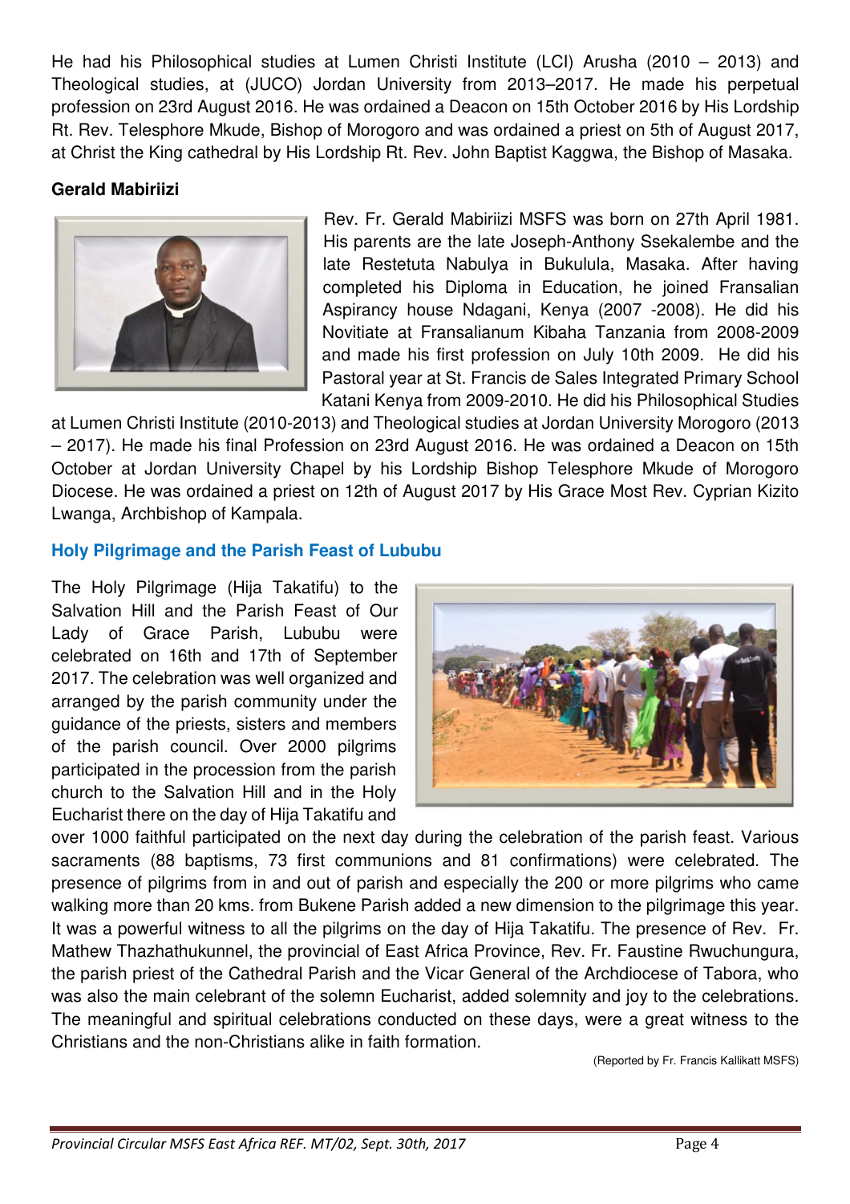He had his Philosophical studies at Lumen Christi Institute (LCI) Arusha (2010 – 2013) and Theological studies, at (JUCO) Jordan University from 2013–2017. He made his perpetual profession on 23rd August 2016. He was ordained a Deacon on 15th October 2016 by His Lordship Rt. Rev. Telesphore Mkude, Bishop of Morogoro and was ordained a priest on 5th of August 2017, at Christ the King cathedral by His Lordship Rt. Rev. John Baptist Kaggwa, the Bishop of Masaka.

**Gerald Mabiriizi**

Rev. Fr. Gerald Mabiriizi MSFS was born on 27th April 1981. His parents are the late Joseph-Anthony Ssekalembe and the late Restetuta Nabulya in Bukulula, Masaka. After having completed his Diploma in Education, he joined Fransalian Aspirancy house Ndagani, Kenya (2007 -2008). He did his Novitiate at Fransalianum Kibaha Tanzania from 2008-2009 and made his first profession on July 10th 2009. He did his Pastoral year at St. Francis de Sales Integrated Primary School Katani Kenya from 2009-2010. He did his Philosophical Studies at Lumen Christi Institute (2010-2013) and Theological studies at Jordan University Morogoro (2013 – 2017). He made his final Profession on 23rd August 2016. He was ordained a Deacon on 15th October at Jordan University Chapel by his Lordship Bishop Telesphore Mkude of Morogoro Diocese. He was ordained a priest on 12th of August 2017 by His Grace Most Rev. Cyprian Kizito Lwanga, Archbishop of Kampala.

## Holy Pilgrimage and the Parish Feast of Lububu

The Holy Pilgrimage (Hija Takatifu) to the Salvation Hill and the Parish Feast of Our Lady of Grace Parish, Lububu were celebrated on 16th and 17th of September 2017. The celebration was well organized and arranged by the parish community under the guidance of the priests, sisters and members of the parish council. Over 2000 pilgrims participated in the procession from the parish church to the Salvation Hill and in the Holy Eucharist there on the day of Hija Takatifu and over 1000 faithful participated on the next day during the celebration of the parish feast. Various sacraments (88 baptisms, 73 first communions and 81 confirmations) were celebrated. The presence of pilgrims from in and out of parish and especially the 200 or more pilgrims who came walking more than 20 kms. from Bukene Parish added a new dimension to the pilgrimage this year. It was a powerful witness to all the pilgrims on the day of Hija Takatifu. The presence of Rev. Fr. Mathew Thazhathukunnel, the provincial of East Africa Province, Rev. Fr. Faustine Rwuchungura, the parish priest of the Cathedral Parish and the Vicar General of the Archdiocese of Tabora, who was also the main celebrant of the solemn Eucharist, added solemnity and joy to the celebrations. The meaningful and spiritual celebrations conducted on these days, were a great witness to the Christians and the non-Christians alike in faith formation.

(Reported by Fr. Francis Kallikatt MSFS)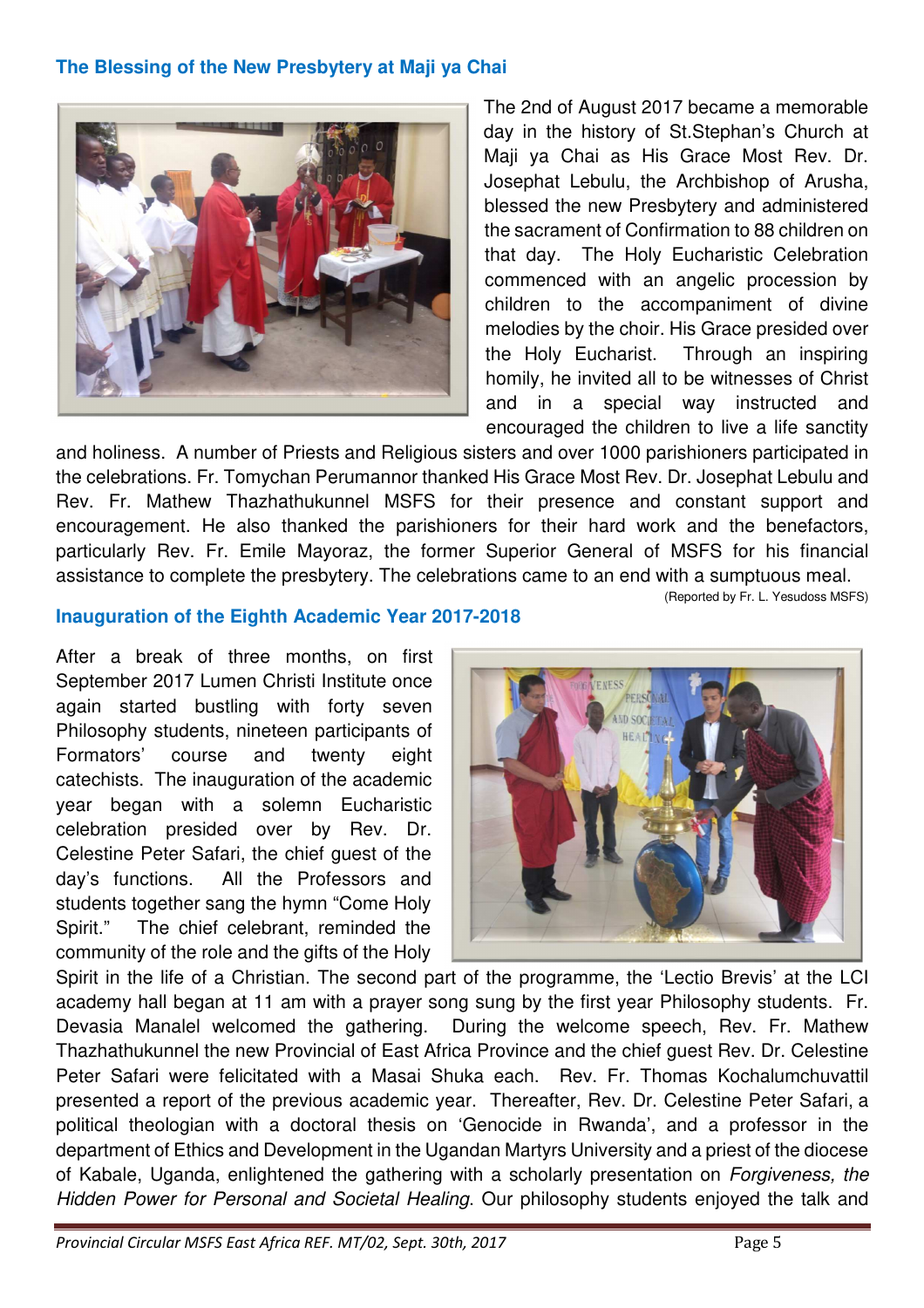## The Blessing of the New Presbytery at Maji ya Chai

The 2nd of August 2017 became a memorable day in the history of St.Stephan's Church at Maji ya Chai as His Grace Most Rev. Dr. Josephat Lebulu, the Archbishop of Arusha, blessed the new Presbytery and administered the sacrament of Confirmation to 88 children on that day. The Holy Eucharistic Celebration commenced with an angelic procession by children to the accompaniment of divine melodies by the choir. His Grace presided over the Holy Eucharist. Through an inspiring homily, he invited all to be witnesses of Christ and in a special way instructed and encouraged the children to live a life sanctity and holiness. A number of Priests and Religious sisters and over 1000 parishioners participated in the celebrations. Fr. Tomychan Perumannor thanked His Grace Most Rev. Dr. Josephat Lebulu and Rev. Fr. Mathew Thazhathukunnel MSFS for their presence and constant support and encouragement. He also thanked the parishioners for their hard work and the benefactors, particularly Rev. Fr. Emile Mayoraz, the former Superior General of MSFS for his financial assistance to complete the presbytery. The celebrations came to an end with a sumptuous meal.

(Reported by Fr. L. Yesudoss MSFS)

## Inauguration of the Eighth Academic Year 2017-2018

After a break of three months, on first September 2017 Lumen Christi Institute once again started bustling with forty seven Philosophy students, nineteen participants of Formators' course and twenty eight catechists. The inauguration of the academic year began with a solemn Eucharistic celebration presided over by Rev. Dr. Celestine Peter Safari, the chief guest of the day's functions. All the Professors and students together sang the hymn "Come Holy Spirit." The chief celebrant, reminded the community of the role and the gifts of the Holy Spirit in the life of a Christian. The second part of the programme, the 'Lectio Brevis' at the LCI academy hall began at 11 am with a prayer song sung by the first year Philosophy students. Fr. Devasia Manalel welcomed the gathering. During the welcome speech, Rev. Fr. Mathew Thazhathukunnel the new Provincial of East Africa Province and the chief guest Rev. Dr. Celestine Peter Safari were felicitated with a Masai Shuka each. Rev. Fr. Thomas Kochalumchuvattil presented a report of the previous academic year. Thereafter, Rev. Dr. Celestine Peter Safari, a political theologian with a doctoral thesis on 'Genocide in Rwanda', and a professor in the department of Ethics and Development in the Ugandan Martyrs University and a priest of the diocese of Kabale, Uganda, enlightened the gathering with a scholarly presentation on *Forgiveness, the Hidden Power for Personal and Societal Healing*. Our philosophy students enjoyed the talk and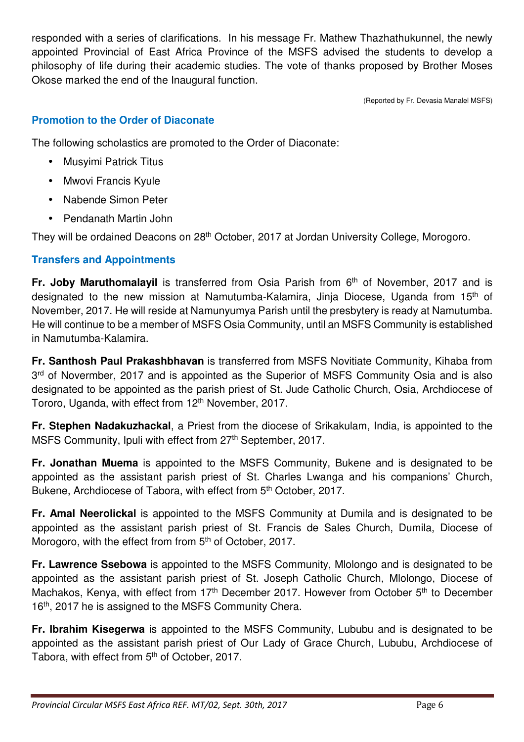responded with a series of clarifications. In his message Fr. Mathew Thazhathukunnel, the newly appointed Provincial of East Africa Province of the MSFS advised the students to develop a philosophy of life during their academic studies. The vote of thanks proposed by Brother Moses Okose marked the end of the Inaugural function.

(Reported by Fr. Devasia Manalel MSFS)

### Promotion to the Order of Diaconate

The following scholastics are promoted to the Order of Diaconate:

- Musyimi Patrick Titus
- Mwovi Francis Kyule
- Nabende Simon Peter
- Pendanath Martin John

They will be ordained Deacons on 28th October, 2017 at Jordan University College, Morogoro.

### Transfers and Appointments

**Fr. Joby Maruthomalayil** is transferred from Osia Parish from 6th of November, 2017 and is designated to the new mission at Namutumba-Kalamira, Jinja Diocese, Uganda from 15th of November, 2017. He will reside at Namunyumya Parish until the presbytery is ready at Namutumba. He will continue to be a member of MSFS Osia Community, until an MSFS Community is established in Namutumba-Kalamira.

**Fr. Santhosh Paul Prakashbhavan** is transferred from MSFS Novitiate Community, Kihaba from 3rd of Novermber, 2017 and is appointed as the Superior of MSFS Community Osia and is also designated to be appointed as the parish priest of St. Jude Catholic Church, Osia, Archdiocese of Tororo, Uganda, with effect from 12th November, 2017.

**Fr. Stephen Nadakuzhackal**, a Priest from the diocese of Srikakulam, India, is appointed to the MSFS Community, Ipuli with effect from 27th September, 2017.

**Fr. Jonathan Muema** is appointed to the MSFS Community, Bukene and is designated to be appointed as the assistant parish priest of St. Charles Lwanga and his companions' Church, Bukene, Archdiocese of Tabora, with effect from 5th October, 2017.

**Fr. Amal Neerolickal** is appointed to the MSFS Community at Dumila and is designated to be appointed as the assistant parish priest of St. Francis de Sales Church, Dumila, Diocese of Morogoro, with the effect from from 5th of October, 2017.

**Fr. Lawrence Ssebowa** is appointed to the MSFS Community, Mlolongo and is designated to be appointed as the assistant parish priest of St. Joseph Catholic Church, Mlolongo, Diocese of Machakos, Kenya, with effect from 17th December 2017. However from October 5th to December 16th, 2017 he is assigned to the MSFS Community Chera.

**Fr. Ibrahim Kisegerwa** is appointed to the MSFS Community, Lububu and is designated to be appointed as the assistant parish priest of Our Lady of Grace Church, Lububu, Archdiocese of Tabora, with effect from 5th of October, 2017.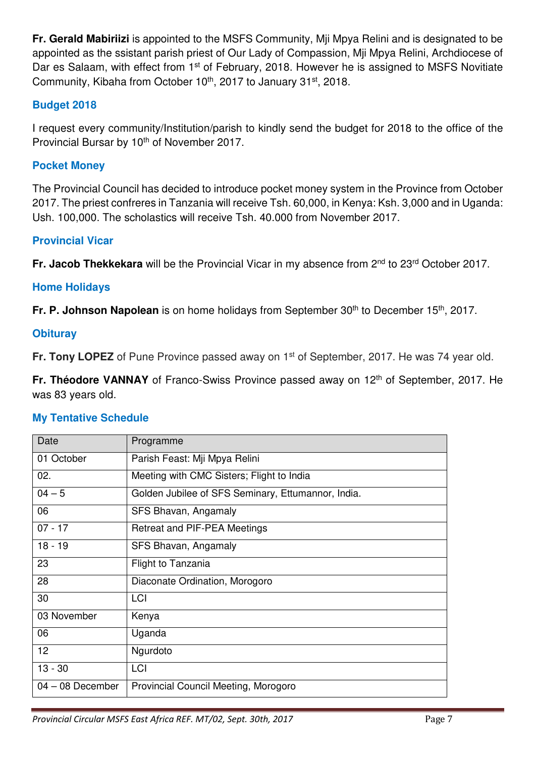**Fr. Gerald Mabiriizi** is appointed to the MSFS Community, Mji Mpya Relini and is designated to be appointed as the ssistant parish priest of Our Lady of Compassion, Mji Mpya Relini, Archdiocese of Dar es Salaam, with effect from 1st of February, 2018. However he is assigned to MSFS Novitiate Community, Kibaha from October 10th, 2017 to January 31st, 2018.

### Budget 2018

I request every community/Institution/parish to kindly send the budget for 2018 to the office of the Provincial Bursar by 10th of November 2017.

### Pocket Money

The Provincial Council has decided to introduce pocket money system in the Province from October 2017. The priest confreres in Tanzania will receive Tsh. 60,000, in Kenya: Ksh. 3,000 and in Uganda: Ush. 100,000. The scholastics will receive Tsh. 40.000 from November 2017.

### Provincial Vicar

**Fr. Jacob Thekkekara** will be the Provincial Vicar in my absence from 2nd to 23rd October 2017.

### Home Holidays

**Fr. P. Johnson Napolean** is on home holidays from September 30th to December 15th, 2017.

### Obituray

**Fr. Tony LOPEZ** of Pune Province passed away on 1st of September, 2017. He was 74 year old.

**Fr. Théodore VANNAY** of Franco-Swiss Province passed away on 12th of September, 2017. He was 83 years old.

### My Tentative Schedule

| Date | Programme |
|---|---|
| 01 October | Parish Feast: Mji Mpya Relini |
| 02. | Meeting with CMC Sisters; Flight to India |
| 04 – 5 | Golden Jubilee of SFS Seminary, Ettumannor, India. |
| 06 | SFS Bhavan, Angamaly |
| 07 - 17 | Retreat and PIF-PEA Meetings |
| 18 - 19 | SFS Bhavan, Angamaly |
| 23 | Flight to Tanzania |
| 28 | Diaconate Ordination, Morogoro |
| 30 | LCI |
| 03 November | Kenya |
| 06 | Uganda |
| 12 | Ngurdoto |
| 13 - 30 | LCI |
| 04 – 08 December | Provincial Council Meeting, Morogoro |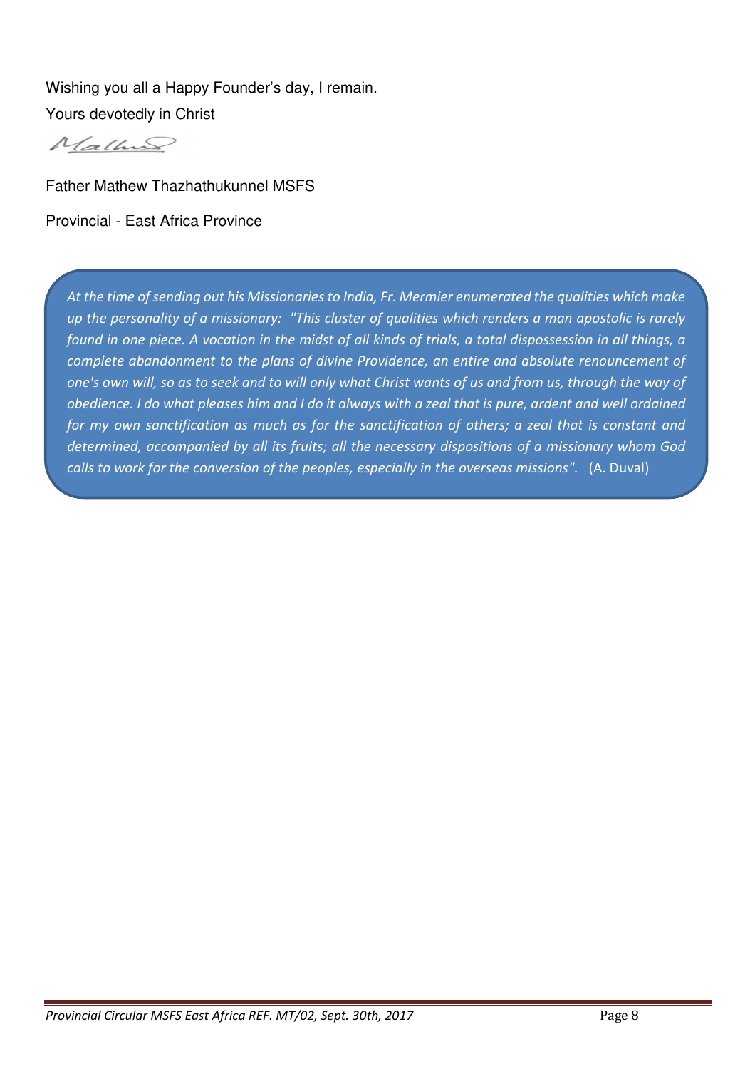Wishing you all a Happy Founder's day, I remain.

Yours devotedly in Christ

Father Mathew Thazhathukunnel MSFS

Provincial - East Africa Province

*At the time of sending out his Missionaries to India, Fr. Mermier enumerated the qualities which make up the personality of a missionary: "This cluster of qualities which renders a man apostolic is rarely found in one piece. A vocation in the midst of all kinds of trials, a total dispossession in all things, a complete abandonment to the plans of divine Providence, an entire and absolute renouncement of one's own will, so as to seek and to will only what Christ wants of us and from us, through the way of obedience. I do what pleases him and I do it always with a zeal that is pure, ardent and well ordained for my own sanctification as much as for the sanctification of others; a zeal that is constant and determined, accompanied by all its fruits; all the necessary dispositions of a missionary whom God calls to work for the conversion of the peoples, especially in the overseas missions".* (A. Duval)